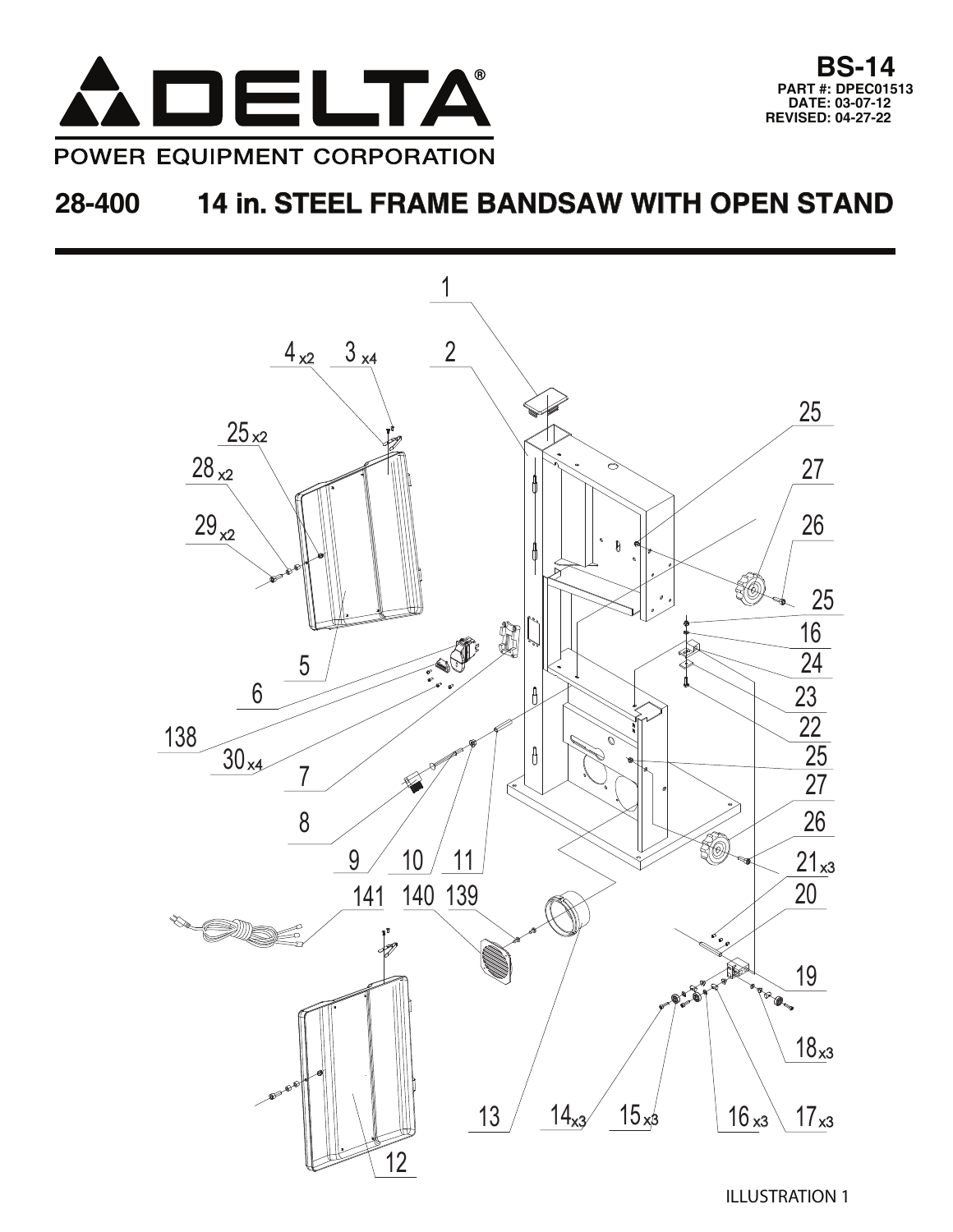# DELTA®

POWER EQUIPMENT CORPORATION

**BS-14**
**PART #: DPEC01513**
**DATE: 03-07-12**
**REVISED: 04-27-22**

## 28-400 14 in. STEEL FRAME BANDSAW WITH OPEN STAND

ILLUSTRATION 1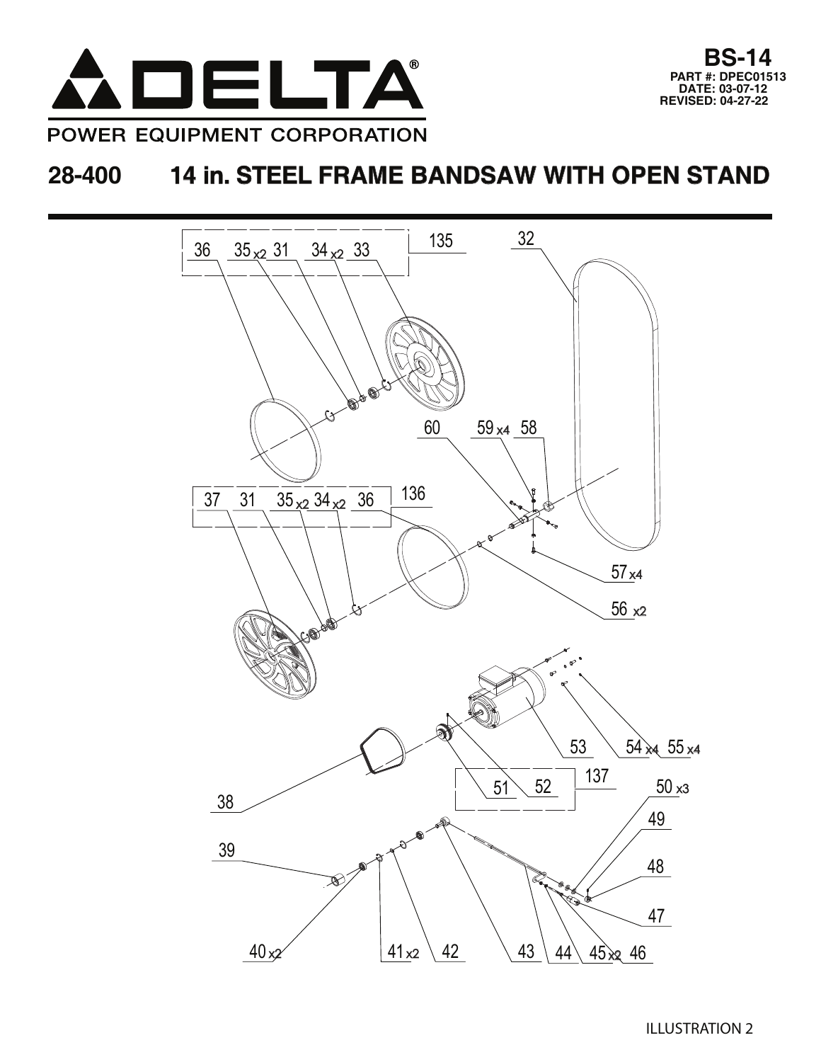**BS-14**
**PART #: DPEC01513**
**DATE: 03-07-12**
**REVISED: 04-27-22**

DELTA®

POWER EQUIPMENT CORPORATION

# 28-400 14 in. STEEL FRAME BANDSAW WITH OPEN STAND

135: 36, 35 x2, 31, 34 x2, 33

32

60, 59 x4, 58

136: 37, 31, 35 x2, 34 x2, 36

57 x4

56 x2

53, 54 x4, 55 x4

137: 51, 52

38

50 x3

49

39

48

47

40 x2, 41 x2, 42, 43, 44, 45 x2, 46

ILLUSTRATION 2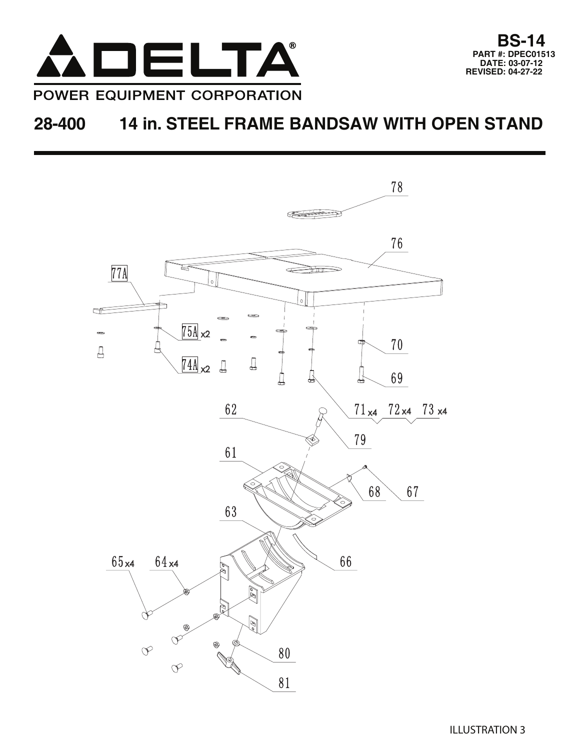# DELTA®

POWER EQUIPMENT CORPORATION

**BS-14**
**PART #: DPEC01513**
**DATE: 03-07-12**
**REVISED: 04-27-22**

## 28-400 14 in. STEEL FRAME BANDSAW WITH OPEN STAND

78

76

77A

75A x2

74A x2

70

69

71 x4 72 x4 73 x4

62

79

61

68 67

63

66

65 x4 64 x4

80

81

ILLUSTRATION 3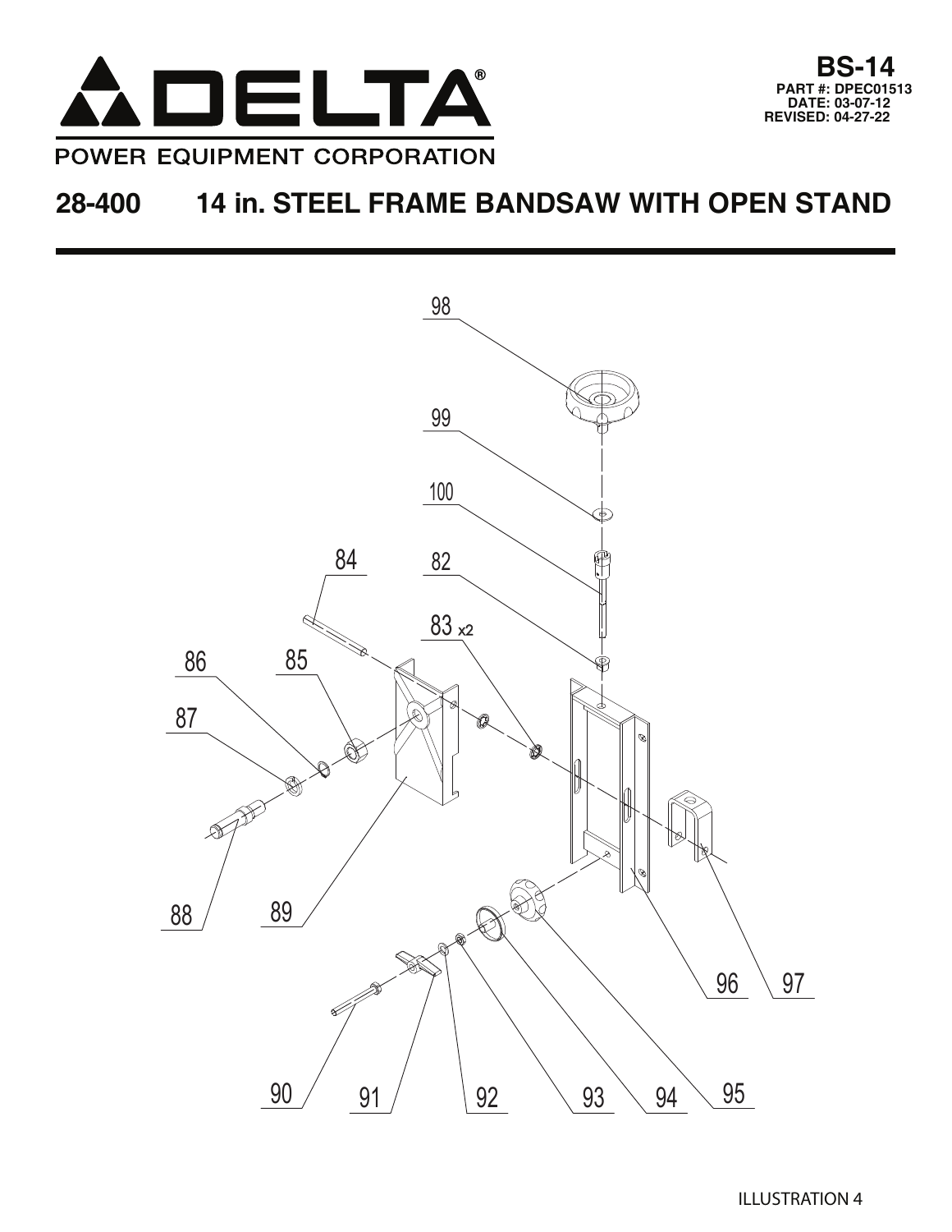**BS-14**
**PART #: DPEC01513**
**DATE: 03-07-12**
**REVISED: 04-27-22**

DELTA®
POWER EQUIPMENT CORPORATION

# 28-400 14 in. STEEL FRAME BANDSAW WITH OPEN STAND

98

99

100

84

82

83 x2

86

85

87

88

89

96

97

90

91

92

93

94

95

ILLUSTRATION 4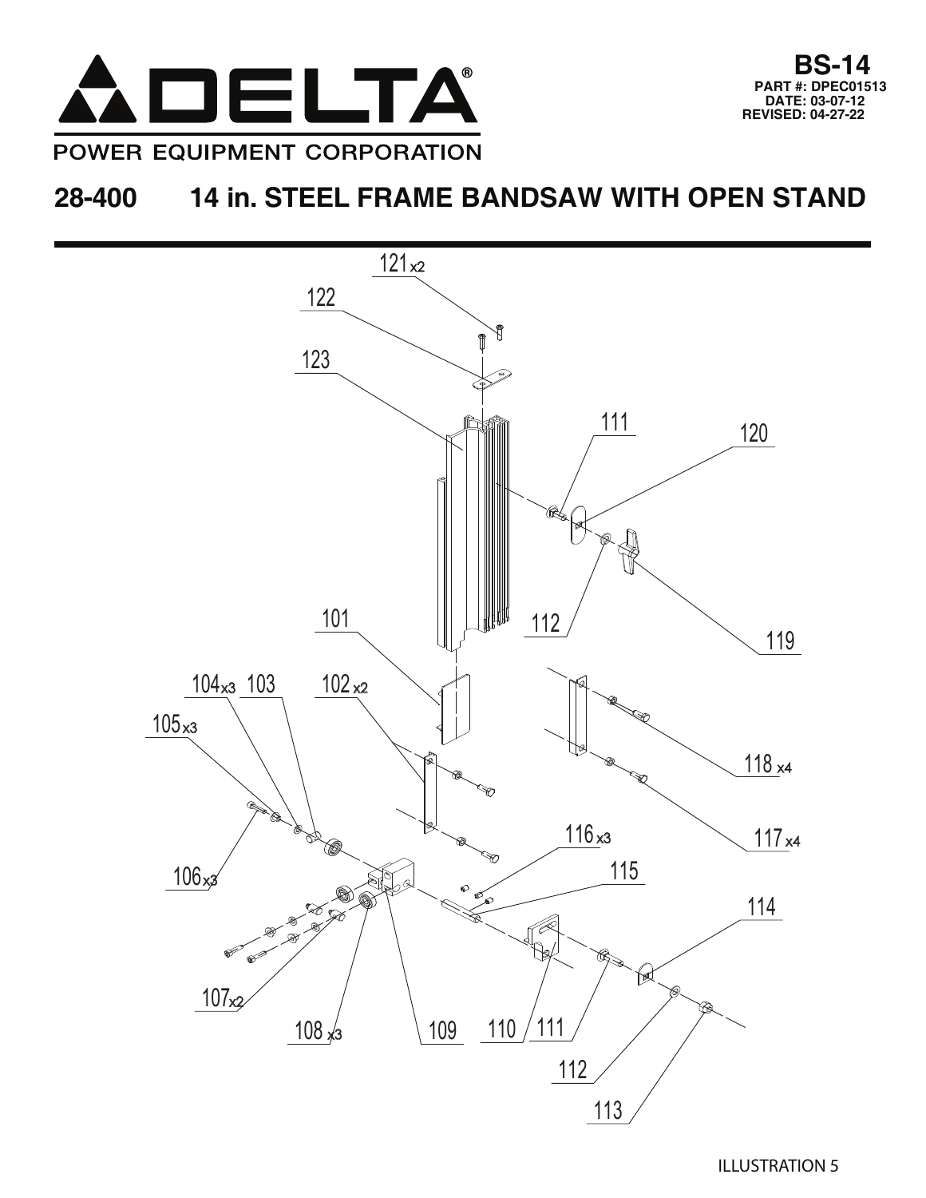# DELTA®

POWER EQUIPMENT CORPORATION

**BS-14**
**PART #: DPEC01513**
**DATE: 03-07-12**
**REVISED: 04-27-22**

## 28-400 14 in. STEEL FRAME BANDSAW WITH OPEN STAND

121 x2
122
123
111
120
112
119
101
104 x3
103
102 x2
105 x3
118 x4
116 x3
117 x4
106 x3
115
114
107 x2
108 x3
109
110
111
112
113

ILLUSTRATION 5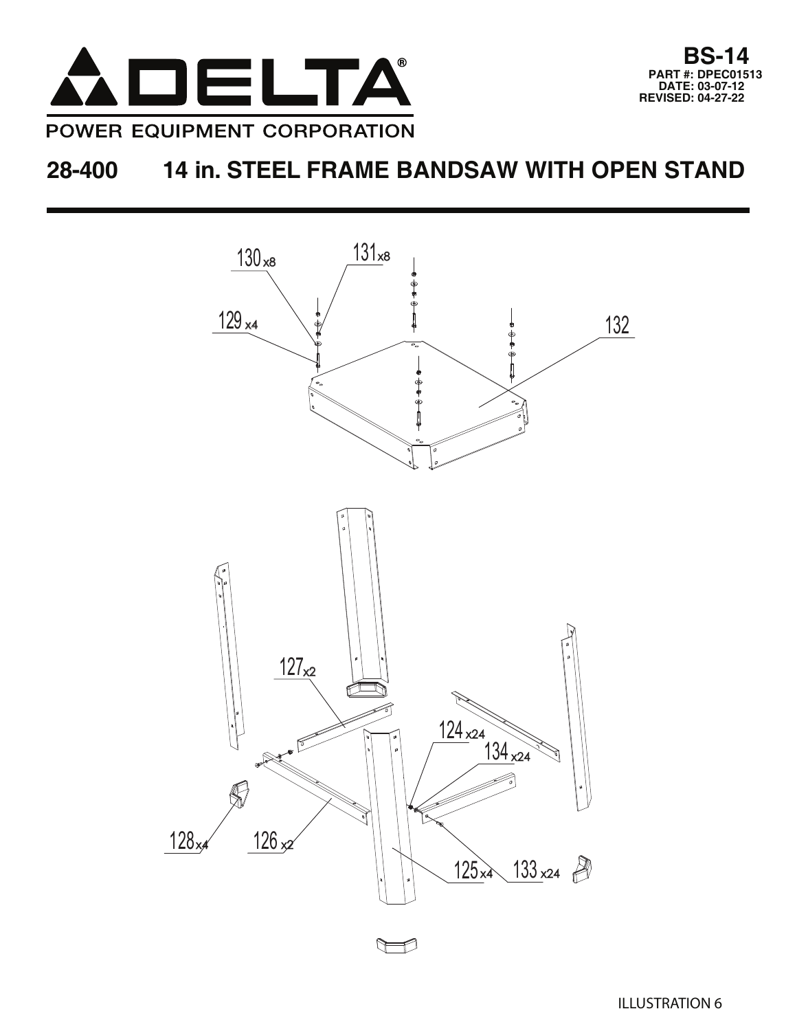# DELTA®

POWER EQUIPMENT CORPORATION

**BS-14**
**PART #: DPEC01513**
**DATE: 03-07-12**
**REVISED: 04-27-22**

## 28-400 14 in. STEEL FRAME BANDSAW WITH OPEN STAND

130 x8
131 x8
129 x4
132
127 x2
124 x24
134 x24
128 x4
126 x2
125 x4
133 x24

ILLUSTRATION 6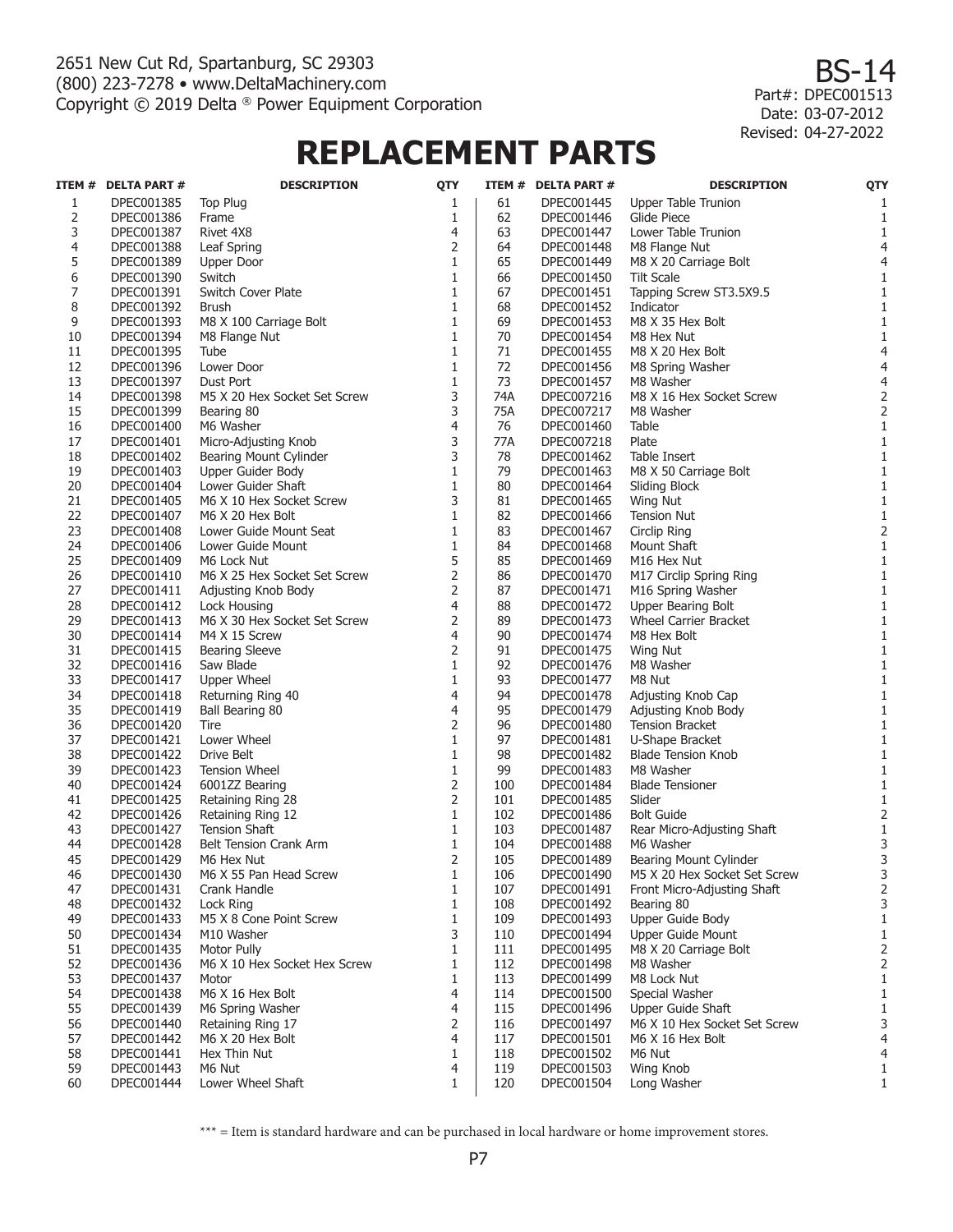2651 New Cut Rd, Spartanburg, SC 29303
(800) 223-7278 • www.DeltaMachinery.com
Copyright © 2019 Delta ® Power Equipment Corporation

BS-14
Part#: DPEC001513
Date: 03-07-2012
Revised: 04-27-2022

# REPLACEMENT PARTS

| ITEM # | DELTA PART # | DESCRIPTION | QTY |
|---|---|---|---|
| 1 | DPEC001385 | Top Plug | 1 |
| 2 | DPEC001386 | Frame | 1 |
| 3 | DPEC001387 | Rivet 4X8 | 4 |
| 4 | DPEC001388 | Leaf Spring | 2 |
| 5 | DPEC001389 | Upper Door | 1 |
| 6 | DPEC001390 | Switch | 1 |
| 7 | DPEC001391 | Switch Cover Plate | 1 |
| 8 | DPEC001392 | Brush | 1 |
| 9 | DPEC001393 | M8 X 100 Carriage Bolt | 1 |
| 10 | DPEC001394 | M8 Flange Nut | 1 |
| 11 | DPEC001395 | Tube | 1 |
| 12 | DPEC001396 | Lower Door | 1 |
| 13 | DPEC001397 | Dust Port | 1 |
| 14 | DPEC001398 | M5 X 20 Hex Socket Set Screw | 3 |
| 15 | DPEC001399 | Bearing 80 | 3 |
| 16 | DPEC001400 | M6 Washer | 4 |
| 17 | DPEC001401 | Micro-Adjusting Knob | 3 |
| 18 | DPEC001402 | Bearing Mount Cylinder | 3 |
| 19 | DPEC001403 | Upper Guider Body | 1 |
| 20 | DPEC001404 | Lower Guider Shaft | 1 |
| 21 | DPEC001405 | M6 X 10 Hex Socket Screw | 3 |
| 22 | DPEC001407 | M6 X 20 Hex Bolt | 1 |
| 23 | DPEC001408 | Lower Guide Mount Seat | 1 |
| 24 | DPEC001406 | Lower Guide Mount | 1 |
| 25 | DPEC001409 | M6 Lock Nut | 5 |
| 26 | DPEC001410 | M6 X 25 Hex Socket Set Screw | 2 |
| 27 | DPEC001411 | Adjusting Knob Body | 2 |
| 28 | DPEC001412 | Lock Housing | 4 |
| 29 | DPEC001413 | M6 X 30 Hex Socket Set Screw | 2 |
| 30 | DPEC001414 | M4 X 15 Screw | 4 |
| 31 | DPEC001415 | Bearing Sleeve | 2 |
| 32 | DPEC001416 | Saw Blade | 1 |
| 33 | DPEC001417 | Upper Wheel | 1 |
| 34 | DPEC001418 | Returning Ring 40 | 4 |
| 35 | DPEC001419 | Ball Bearing 80 | 4 |
| 36 | DPEC001420 | Tire | 2 |
| 37 | DPEC001421 | Lower Wheel | 1 |
| 38 | DPEC001422 | Drive Belt | 1 |
| 39 | DPEC001423 | Tension Wheel | 1 |
| 40 | DPEC001424 | 6001ZZ Bearing | 2 |
| 41 | DPEC001425 | Retaining Ring 28 | 2 |
| 42 | DPEC001426 | Retaining Ring 12 | 1 |
| 43 | DPEC001427 | Tension Shaft | 1 |
| 44 | DPEC001428 | Belt Tension Crank Arm | 1 |
| 45 | DPEC001429 | M6 Hex Nut | 2 |
| 46 | DPEC001430 | M6 X 55 Pan Head Screw | 1 |
| 47 | DPEC001431 | Crank Handle | 1 |
| 48 | DPEC001432 | Lock Ring | 1 |
| 49 | DPEC001433 | M5 X 8 Cone Point Screw | 1 |
| 50 | DPEC001434 | M10 Washer | 3 |
| 51 | DPEC001435 | Motor Pully | 1 |
| 52 | DPEC001436 | M6 X 10 Hex Socket Hex Screw | 1 |
| 53 | DPEC001437 | Motor | 1 |
| 54 | DPEC001438 | M6 X 16 Hex Bolt | 4 |
| 55 | DPEC001439 | M6 Spring Washer | 4 |
| 56 | DPEC001440 | Retaining Ring 17 | 2 |
| 57 | DPEC001442 | M6 X 20 Hex Bolt | 4 |
| 58 | DPEC001441 | Hex Thin Nut | 1 |
| 59 | DPEC001443 | M6 Nut | 4 |
| 60 | DPEC001444 | Lower Wheel Shaft | 1 |
| 61 | DPEC001445 | Upper Table Trunion | 1 |
| 62 | DPEC001446 | Glide Piece | 1 |
| 63 | DPEC001447 | Lower Table Trunion | 1 |
| 64 | DPEC001448 | M8 Flange Nut | 4 |
| 65 | DPEC001449 | M8 X 20 Carriage Bolt | 4 |
| 66 | DPEC001450 | Tilt Scale | 1 |
| 67 | DPEC001451 | Tapping Screw ST3.5X9.5 | 1 |
| 68 | DPEC001452 | Indicator | 1 |
| 69 | DPEC001453 | M8 X 35 Hex Bolt | 1 |
| 70 | DPEC001454 | M8 Hex Nut | 1 |
| 71 | DPEC001455 | M8 X 20 Hex Bolt | 4 |
| 72 | DPEC001456 | M8 Spring Washer | 4 |
| 73 | DPEC001457 | M8 Washer | 4 |
| 74A | DPEC007216 | M8 X 16 Hex Socket Screw | 2 |
| 75A | DPEC007217 | M8 Washer | 2 |
| 76 | DPEC001460 | Table | 1 |
| 77A | DPEC007218 | Plate | 1 |
| 78 | DPEC001462 | Table Insert | 1 |
| 79 | DPEC001463 | M8 X 50 Carriage Bolt | 1 |
| 80 | DPEC001464 | Sliding Block | 1 |
| 81 | DPEC001465 | Wing Nut | 1 |
| 82 | DPEC001466 | Tension Nut | 1 |
| 83 | DPEC001467 | Circlip Ring | 2 |
| 84 | DPEC001468 | Mount Shaft | 1 |
| 85 | DPEC001469 | M16 Hex Nut | 1 |
| 86 | DPEC001470 | M17 Circlip Spring Ring | 1 |
| 87 | DPEC001471 | M16 Spring Washer | 1 |
| 88 | DPEC001472 | Upper Bearing Bolt | 1 |
| 89 | DPEC001473 | Wheel Carrier Bracket | 1 |
| 90 | DPEC001474 | M8 Hex Bolt | 1 |
| 91 | DPEC001475 | Wing Nut | 1 |
| 92 | DPEC001476 | M8 Washer | 1 |
| 93 | DPEC001477 | M8 Nut | 1 |
| 94 | DPEC001478 | Adjusting Knob Cap | 1 |
| 95 | DPEC001479 | Adjusting Knob Body | 1 |
| 96 | DPEC001480 | Tension Bracket | 1 |
| 97 | DPEC001481 | U-Shape Bracket | 1 |
| 98 | DPEC001482 | Blade Tension Knob | 1 |
| 99 | DPEC001483 | M8 Washer | 1 |
| 100 | DPEC001484 | Blade Tensioner | 1 |
| 101 | DPEC001485 | Slider | 1 |
| 102 | DPEC001486 | Bolt Guide | 2 |
| 103 | DPEC001487 | Rear Micro-Adjusting Shaft | 1 |
| 104 | DPEC001488 | M6 Washer | 3 |
| 105 | DPEC001489 | Bearing Mount Cylinder | 3 |
| 106 | DPEC001490 | M5 X 20 Hex Socket Set Screw | 3 |
| 107 | DPEC001491 | Front Micro-Adjusting Shaft | 2 |
| 108 | DPEC001492 | Bearing 80 | 3 |
| 109 | DPEC001493 | Upper Guide Body | 1 |
| 110 | DPEC001494 | Upper Guide Mount | 1 |
| 111 | DPEC001495 | M8 X 20 Carriage Bolt | 2 |
| 112 | DPEC001498 | M8 Washer | 2 |
| 113 | DPEC001499 | M8 Lock Nut | 1 |
| 114 | DPEC001500 | Special Washer | 1 |
| 115 | DPEC001496 | Upper Guide Shaft | 1 |
| 116 | DPEC001497 | M6 X 10 Hex Socket Set Screw | 3 |
| 117 | DPEC001501 | M6 X 16 Hex Bolt | 4 |
| 118 | DPEC001502 | M6 Nut | 4 |
| 119 | DPEC001503 | Wing Knob | 1 |
| 120 | DPEC001504 | Long Washer | 1 |

*** = Item is standard hardware and can be purchased in local hardware or home improvement stores.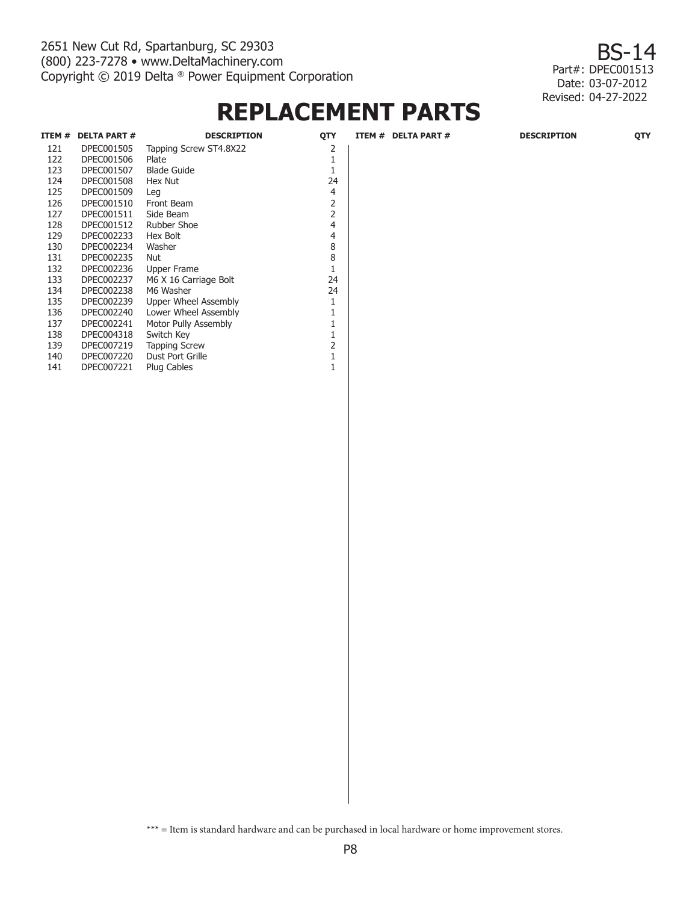# REPLACEMENT PARTS

| ITEM # | DELTA PART # | DESCRIPTION | QTY |
|---|---|---|---|
| 121 | DPEC001505 | Tapping Screw ST4.8X22 | 2 |
| 122 | DPEC001506 | Plate | 1 |
| 123 | DPEC001507 | Blade Guide | 1 |
| 124 | DPEC001508 | Hex Nut | 24 |
| 125 | DPEC001509 | Leg | 4 |
| 126 | DPEC001510 | Front Beam | 2 |
| 127 | DPEC001511 | Side Beam | 2 |
| 128 | DPEC001512 | Rubber Shoe | 4 |
| 129 | DPEC002233 | Hex Bolt | 4 |
| 130 | DPEC002234 | Washer | 8 |
| 131 | DPEC002235 | Nut | 8 |
| 132 | DPEC002236 | Upper Frame | 1 |
| 133 | DPEC002237 | M6 X 16 Carriage Bolt | 24 |
| 134 | DPEC002238 | M6 Washer | 24 |
| 135 | DPEC002239 | Upper Wheel Assembly | 1 |
| 136 | DPEC002240 | Lower Wheel Assembly | 1 |
| 137 | DPEC002241 | Motor Pully Assembly | 1 |
| 138 | DPEC004318 | Switch Key | 1 |
| 139 | DPEC007219 | Tapping Screw | 2 |
| 140 | DPEC007220 | Dust Port Grille | 1 |
| 141 | DPEC007221 | Plug Cables | 1 |

*** = Item is standard hardware and can be purchased in local hardware or home improvement stores.